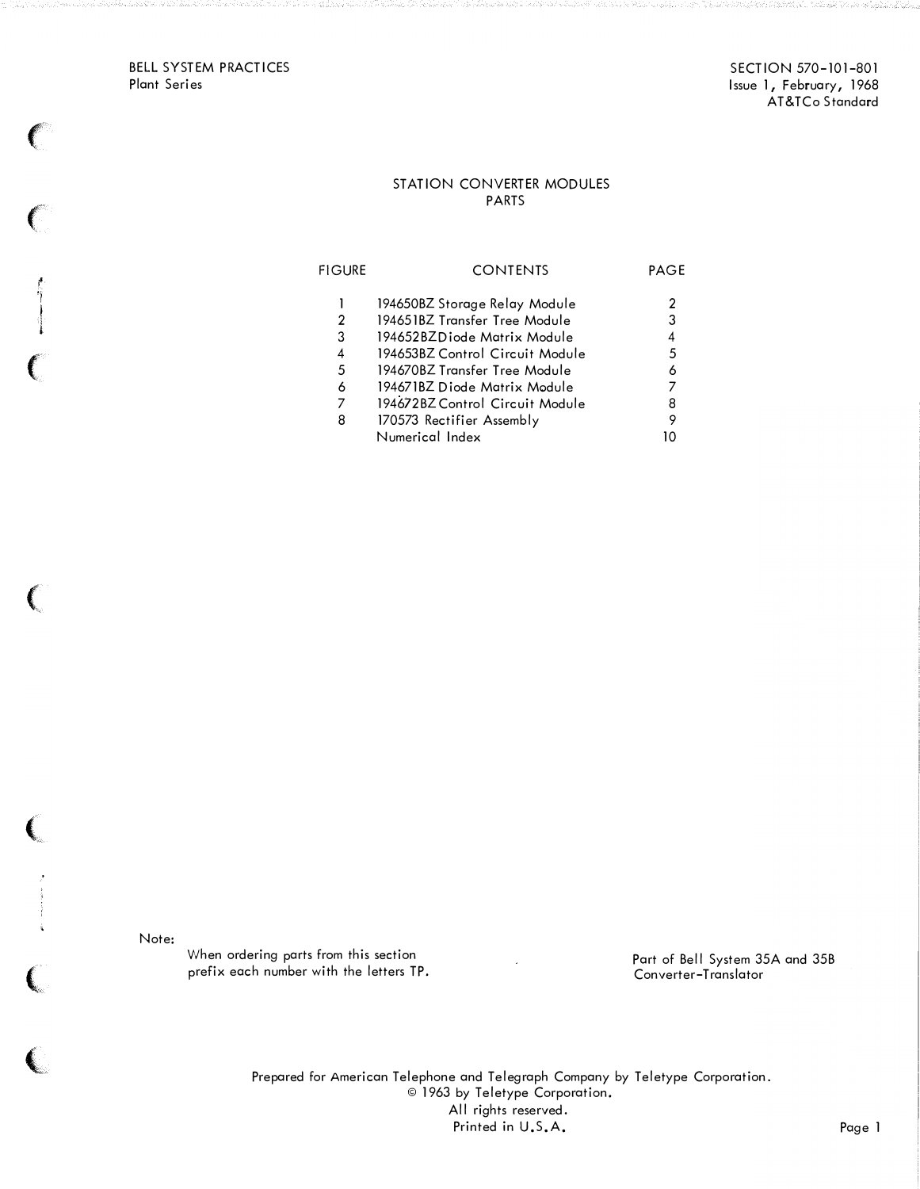BELL SYSTEM PRACTICES
Plant Series

SECTION 570-101-801
Issue 1, February, 1968
AT&TCo Standard

# STATION CONVERTER MODULES
## PARTS

| FIGURE | CONTENTS | PAGE |
|---|---|---|
| 1 | 194650BZ Storage Relay Module | 2 |
| 2 | 194651BZ Transfer Tree Module | 3 |
| 3 | 194652BZ Diode Matrix Module | 4 |
| 4 | 194653BZ Control Circuit Module | 5 |
| 5 | 194670BZ Transfer Tree Module | 6 |
| 6 | 194671BZ Diode Matrix Module | 7 |
| 7 | 194672BZ Control Circuit Module | 8 |
| 8 | 170573 Rectifier Assembly | 9 |
| | Numerical Index | 10 |

Note:
When ordering parts from this section prefix each number with the letters TP.

Part of Bell System 35A and 35B Converter-Translator

Prepared for American Telephone and Telegraph Company by Teletype Corporation.
© 1963 by Teletype Corporation.
All rights reserved.
Printed in U.S.A.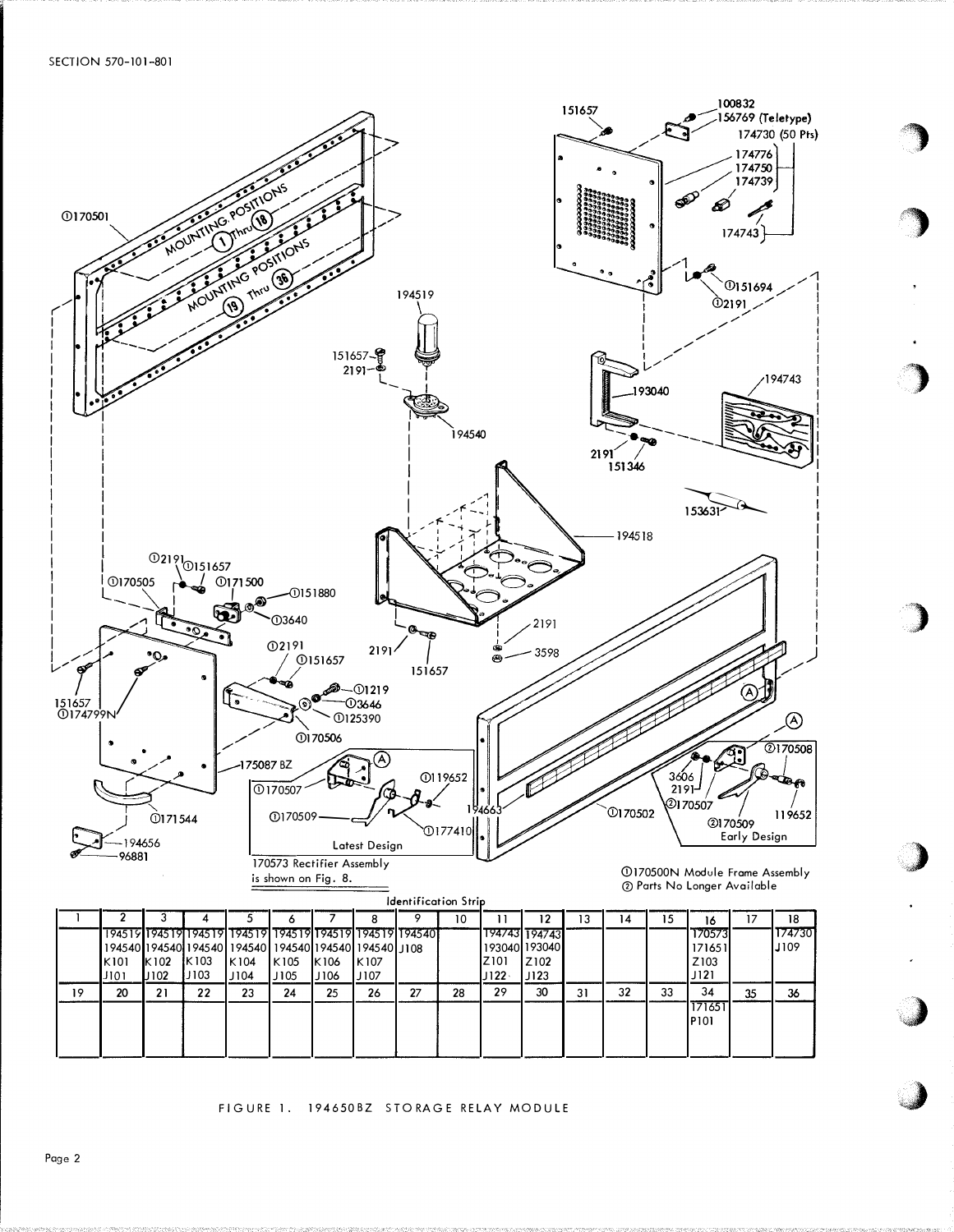SECTION 570-101-801

①170500N Module Frame Assembly
② Parts No Longer Available

170573 Rectifier Assembly is shown on Fig. 8.

Identification Strip

| 1 | 2 | 3 | 4 | 5 | 6 | 7 | 8 | 9 | 10 | 11 | 12 | 13 | 14 | 15 | 16 | 17 | 18 |
|---|---|---|---|---|---|---|---|---|---|---|---|---|---|---|---|---|---|
| | 194519<br>194540<br>K101<br>J101 | 194519<br>194540<br>K102<br>J102 | 194519<br>194540<br>K103<br>J103 | 194519<br>194540<br>K104<br>J104 | 194519<br>194540<br>K105<br>J105 | 194519<br>194540<br>K106<br>J106 | 194519<br>194540<br>K107<br>J107 | 194540<br>J108 | | 194743<br>193040<br>Z101<br>J122 | 194743<br>193040<br>Z102<br>J123 | | | | 170573<br>171651<br>Z103<br>J121 | | 174730<br>J109 |
| **19** | **20** | **21** | **22** | **23** | **24** | **25** | **26** | **27** | **28** | **29** | **30** | **31** | **32** | **33** | **34** | **35** | **36** |
| | | | | | | | | | | | | | | | 171651<br>P101 | | |

FIGURE 1. 194650BZ STORAGE RELAY MODULE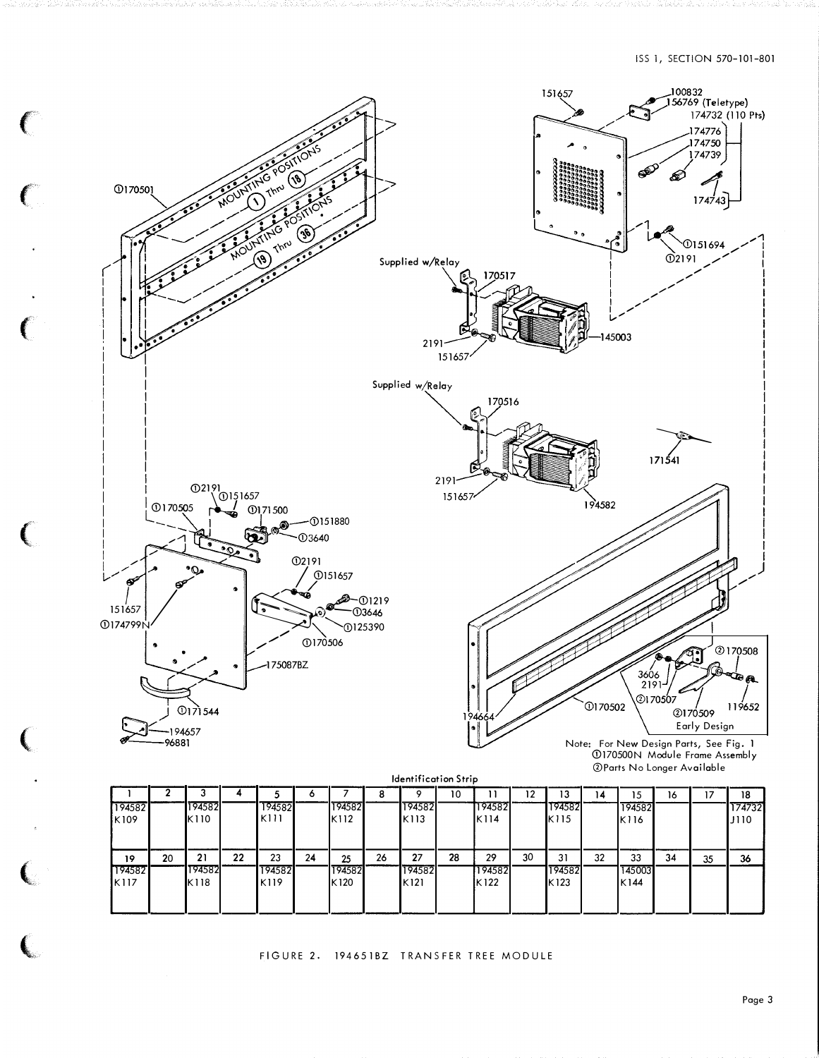Note: For New Design Parts, See Fig. 1
①170500N Module Frame Assembly
②Parts No Longer Available

Identification Strip

| 1 | 2 | 3 | 4 | 5 | 6 | 7 | 8 | 9 | 10 | 11 | 12 | 13 | 14 | 15 | 16 | 17 | 18 |
|---|---|---|---|---|---|---|---|---|---|---|---|---|---|---|---|---|---|
| 194582 K109 | | 194582 K110 | | 194582 K111 | | 194582 K112 | | 194582 K113 | | 194582 K114 | | 194582 K115 | | 194582 K116 | | | 174732 J110 |
| **19** | **20** | **21** | **22** | **23** | **24** | **25** | **26** | **27** | **28** | **29** | **30** | **31** | **32** | **33** | **34** | **35** | **36** |
| 194582 K117 | | 194582 K118 | | 194582 K119 | | 194582 K120 | | 194582 K121 | | 194582 K122 | | 194582 K123 | | 145003 K144 | | | |

FIGURE 2. 194651BZ TRANSFER TREE MODULE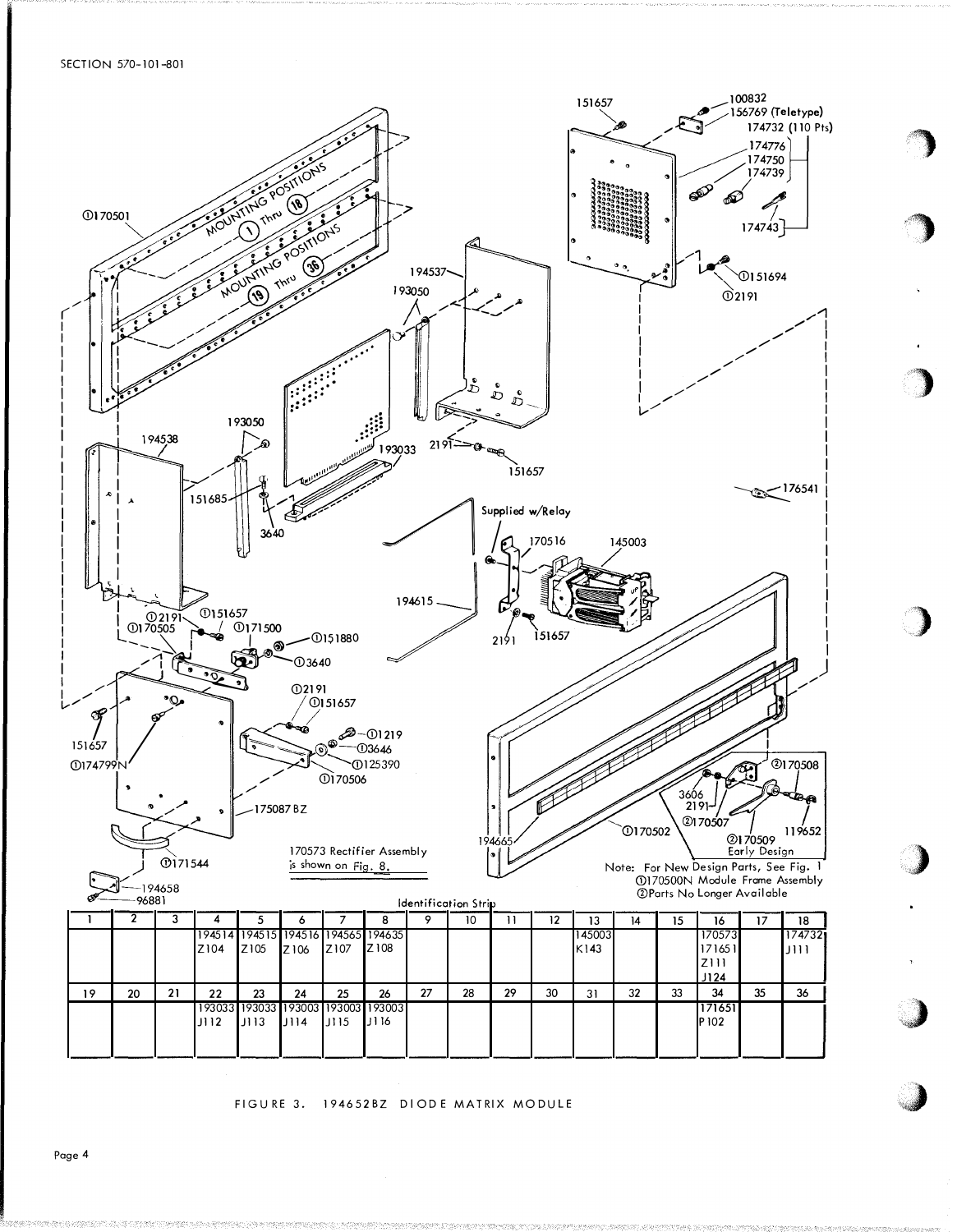170573 Rectifier Assembly is shown on Fig. 8.

Note: For New Design Parts, See Fig. 1
①170500N Module Frame Assembly
②Parts No Longer Available

Identification Strip

| 1 | 2 | 3 | 4 | 5 | 6 | 7 | 8 | 9 | 10 | 11 | 12 | 13 | 14 | 15 | 16 | 17 | 18 |
|---|---|---|---|---|---|---|---|---|---|---|---|---|---|---|---|---|---|
| | | | 194514 Z104 | 194515 Z105 | 194516 Z106 | 194565 Z107 | 194635 Z108 | | | | | 145003 K143 | | | 170573 171651 Z111 J124 | | 174732 J111 |
| **19** | **20** | **21** | **22** | **23** | **24** | **25** | **26** | **27** | **28** | **29** | **30** | **31** | **32** | **33** | **34** | **35** | **36** |
| | | | 193033 J112 | 193033 J113 | 193003 J114 | 193003 J115 | 193003 J116 | | | | | | | | 171651 P102 | | |

FIGURE 3. 194652BZ DIODE MATRIX MODULE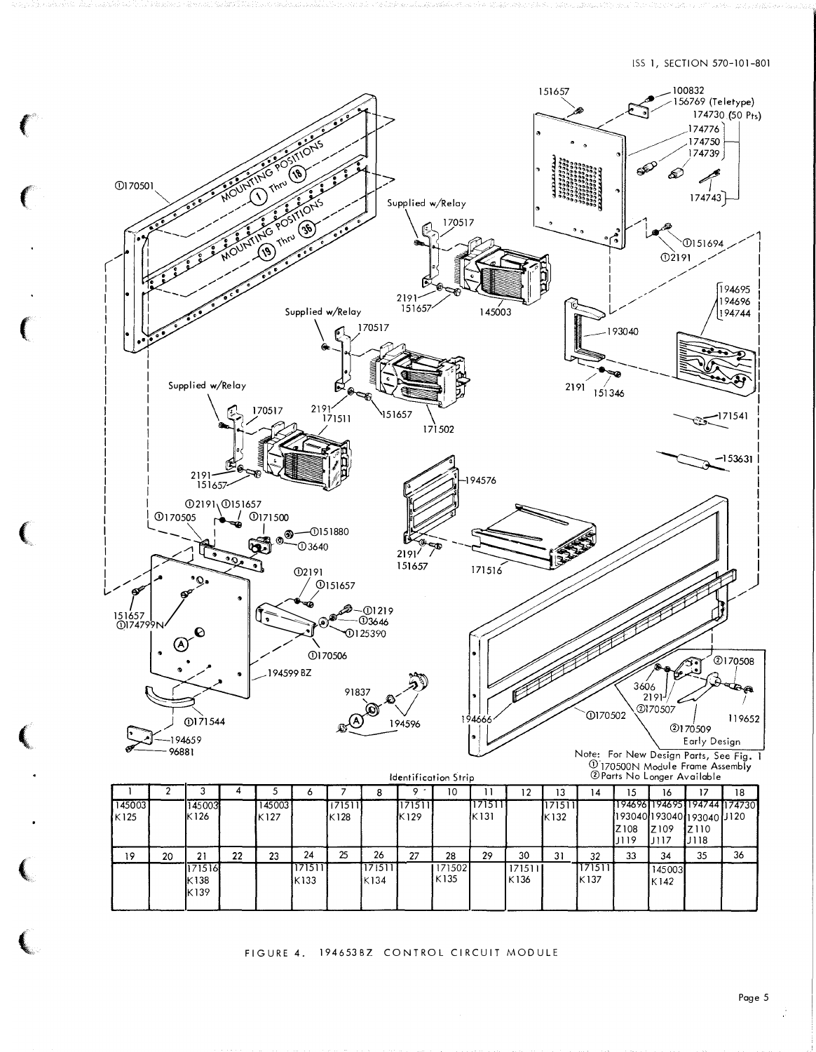Note: For New Design Parts, See Fig. 1
① 170500N Module Frame Assembly
② Parts No Longer Available

Identification Strip

| 1 | 2 | 3 | 4 | 5 | 6 | 7 | 8 | 9 | 10 | 11 | 12 | 13 | 14 | 15 | 16 | 17 | 18 |
|---|---|---|---|---|---|---|---|---|---|---|---|---|---|---|---|---|---|
| 145003 K125 | | 145003 K126 | | 145003 K127 | | 171511 K128 | | 171511 K129 | | 171511 K131 | | 171511 K132 | | 194696 193040 Z108 J119 | 194695 193040 Z109 J117 | 194744 193040 Z110 J118 | 174730 J120 |
| **19** | **20** | **21** | **22** | **23** | **24** | **25** | **26** | **27** | **28** | **29** | **30** | **31** | **32** | **33** | **34** | **35** | **36** |
| | | 171516 K138 K139 | | | 171511 K133 | | 171511 K134 | | 171502 K135 | | 171511 K136 | | 171511 K137 | | 145003 K142 | | |

FIGURE 4. 194653BZ CONTROL CIRCUIT MODULE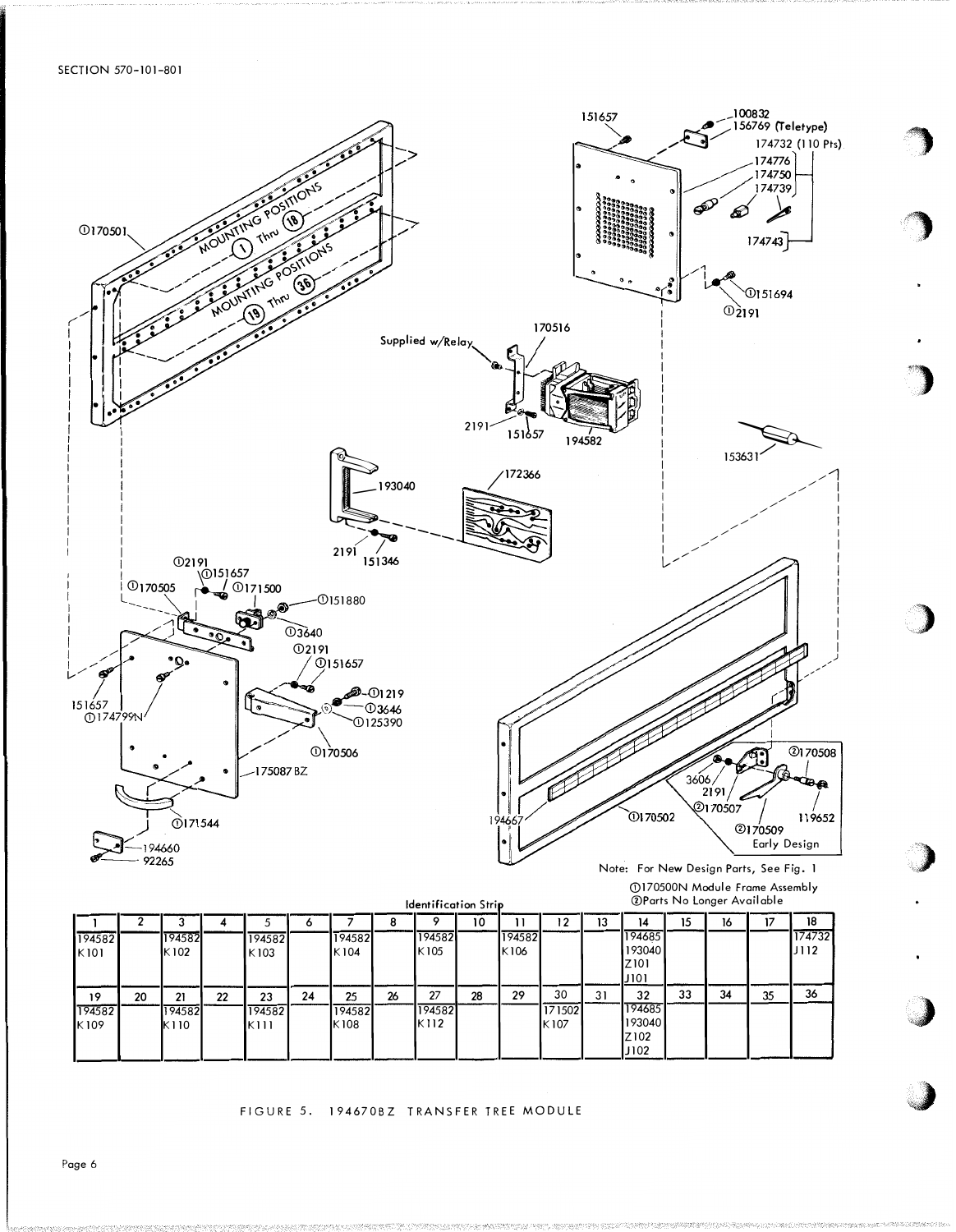Note: For New Design Parts, See Fig. 1

①170500N Module Frame Assembly
②Parts No Longer Available

Identification Strip

| 1 | 2 | 3 | 4 | 5 | 6 | 7 | 8 | 9 | 10 | 11 | 12 | 13 | 14 | 15 | 16 | 17 | 18 |
|---|---|---|---|---|---|---|---|---|---|---|---|---|---|---|---|---|---|
| 194582 K101 | | 194582 K102 | | 194582 K103 | | 194582 K104 | | 194582 K105 | | 194582 K106 | | | 194685 193040 Z101 J101 | | | | 174732 J112 |
| **19** | **20** | **21** | **22** | **23** | **24** | **25** | **26** | **27** | **28** | **29** | **30** | **31** | **32** | **33** | **34** | **35** | **36** |
| 194582 K109 | | 194582 K110 | | 194582 K111 | | 194582 K108 | | 194582 K112 | | | 171502 K107 | | 194685 193040 Z102 J102 | | | | |

FIGURE 5. 194670BZ TRANSFER TREE MODULE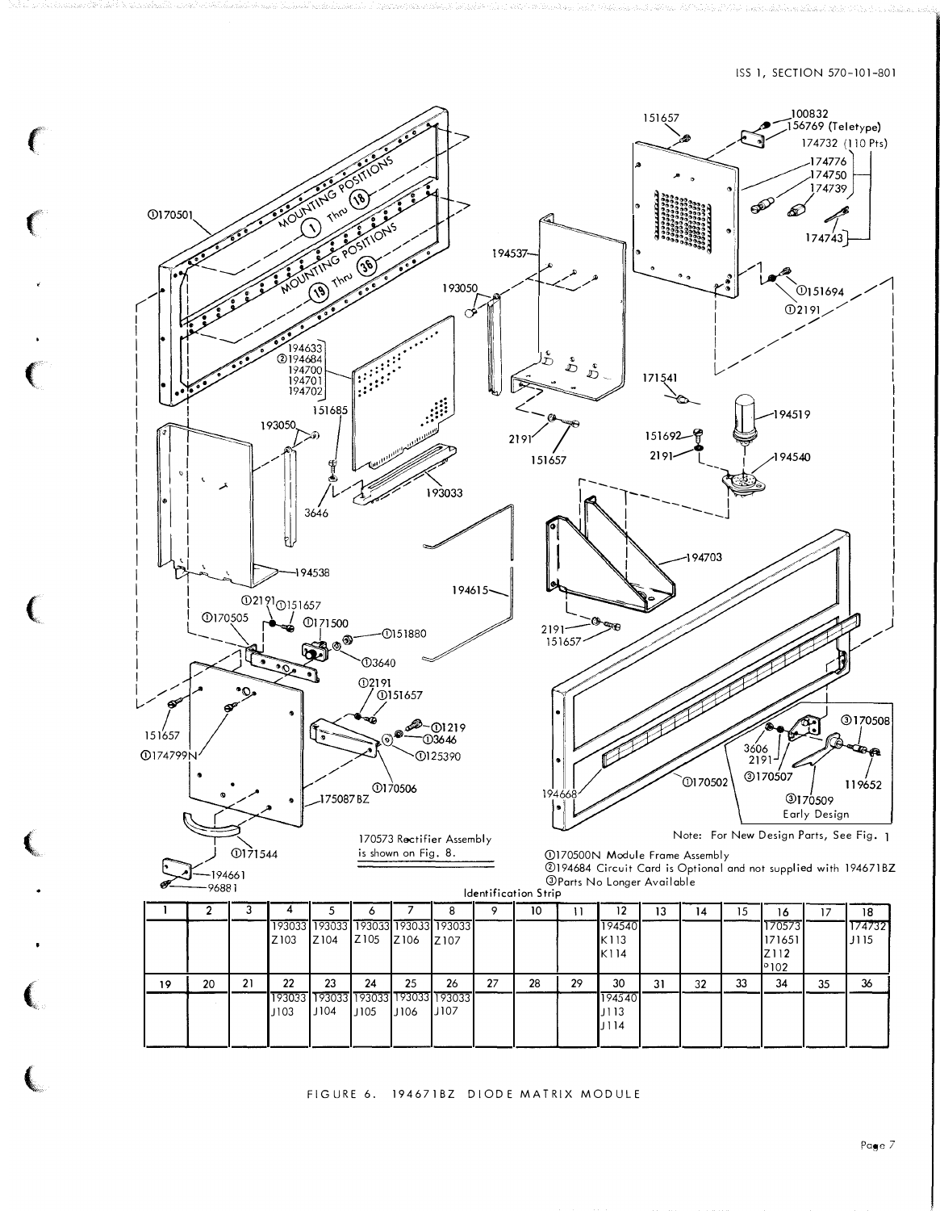170573 Rectifier Assembly is shown on Fig. 8.

Note: For New Design Parts, See Fig. 1

①170500N Module Frame Assembly
②194684 Circuit Card is Optional and not supplied with 194671BZ
③Parts No Longer Available

Identification Strip

| 1 | 2 | 3 | 4 | 5 | 6 | 7 | 8 | 9 | 10 | 11 | 12 | 13 | 14 | 15 | 16 | 17 | 18 |
|---|---|---|---|---|---|---|---|---|---|---|---|---|---|---|---|---|---|
| | | | 193033 Z103 | 193033 Z104 | 193033 Z105 | 193033 Z106 | 193033 Z107 | | | | 194540 K113 K114 | | | | 170573 171651 Z112 P102 | | 174732 J115 |
| **19** | **20** | **21** | **22** | **23** | **24** | **25** | **26** | **27** | **28** | **29** | **30** | **31** | **32** | **33** | **34** | **35** | **36** |
| | | | 193033 J103 | 193033 J104 | 193033 J105 | 193033 J106 | 193033 J107 | | | | 194540 J113 J114 | | | | | | |

FIGURE 6. 194671BZ DIODE MATRIX MODULE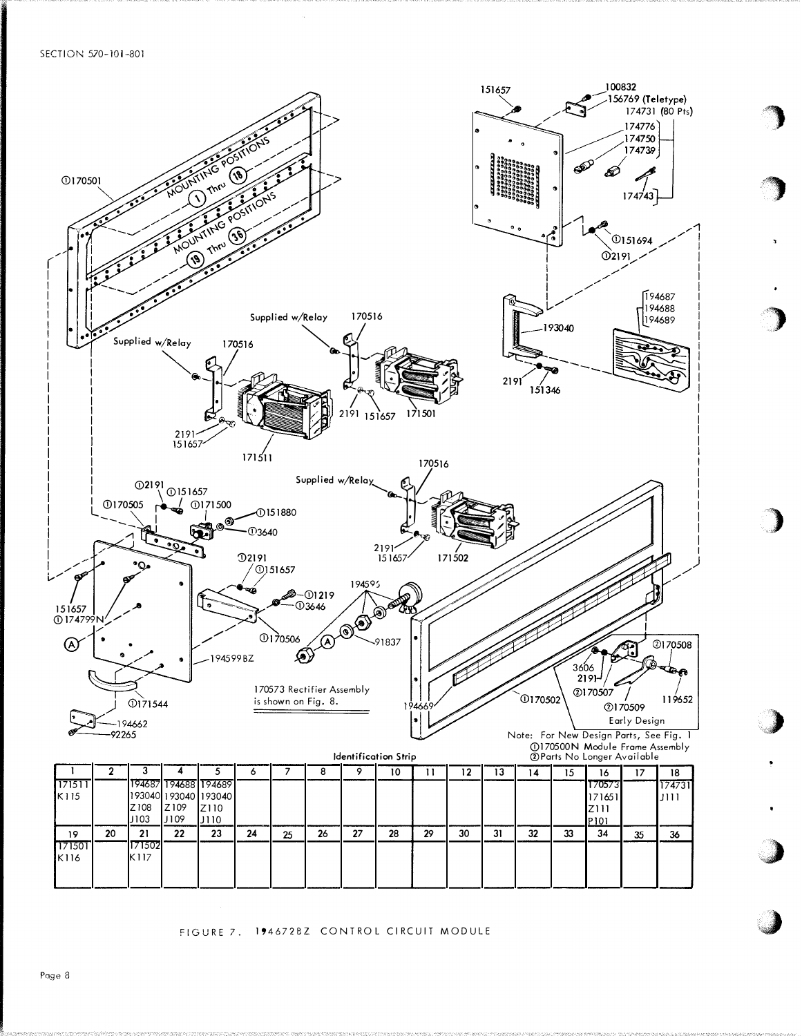170573 Rectifier Assembly is shown on Fig. 8.

Note: For New Design Parts, See Fig. 1
①170500N Module Frame Assembly
②Parts No Longer Available

Identification Strip

| 1 | 2 | 3 | 4 | 5 | 6 | 7 | 8 | 9 | 10 | 11 | 12 | 13 | 14 | 15 | 16 | 17 | 18 |
|---|---|---|---|---|---|---|---|---|---|---|---|---|---|---|---|---|---|
| 171511 K115 | | 194687 193040 Z108 J103 | 194688 193040 Z109 J109 | 194689 193040 Z110 J110 | | | | | | | | | | | 170573 171651 Z111 P101 | | 174731 J111 |
| **19** | **20** | **21** | **22** | **23** | **24** | **25** | **26** | **27** | **28** | **29** | **30** | **31** | **32** | **33** | **34** | **35** | **36** |
| 171501 K116 | | 171502 K117 | | | | | | | | | | | | | | | |

FIGURE 7. 194672BZ CONTROL CIRCUIT MODULE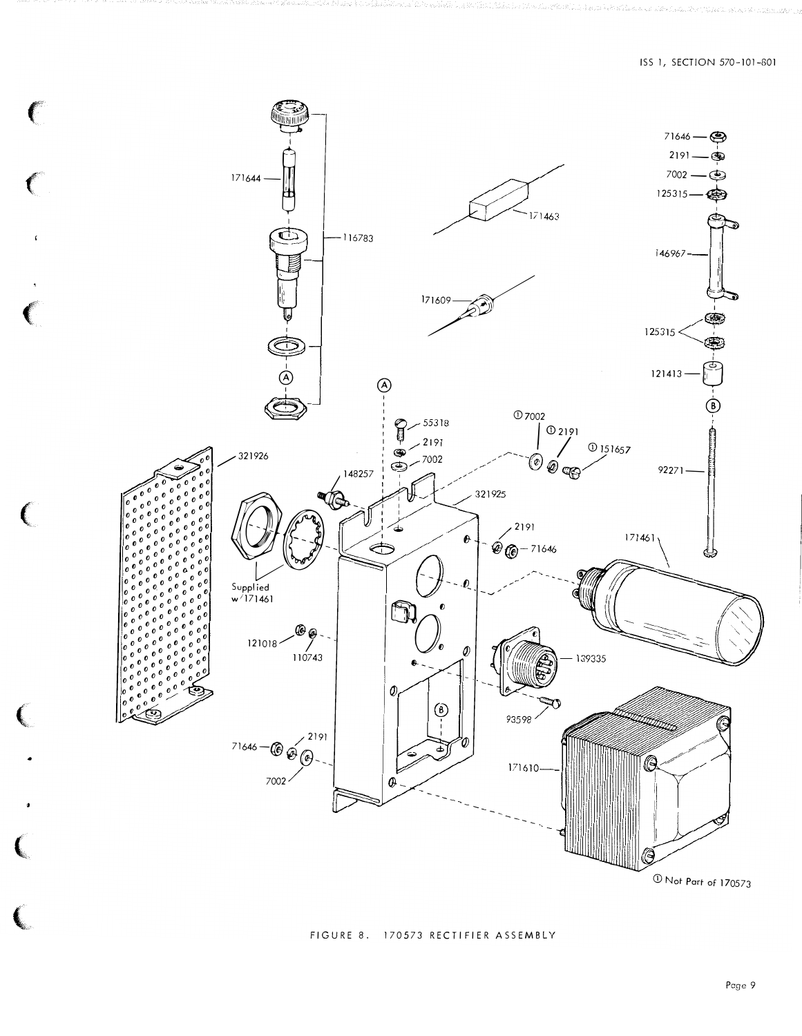① Not Part of 170573

FIGURE 8. 170573 RECTIFIER ASSEMBLY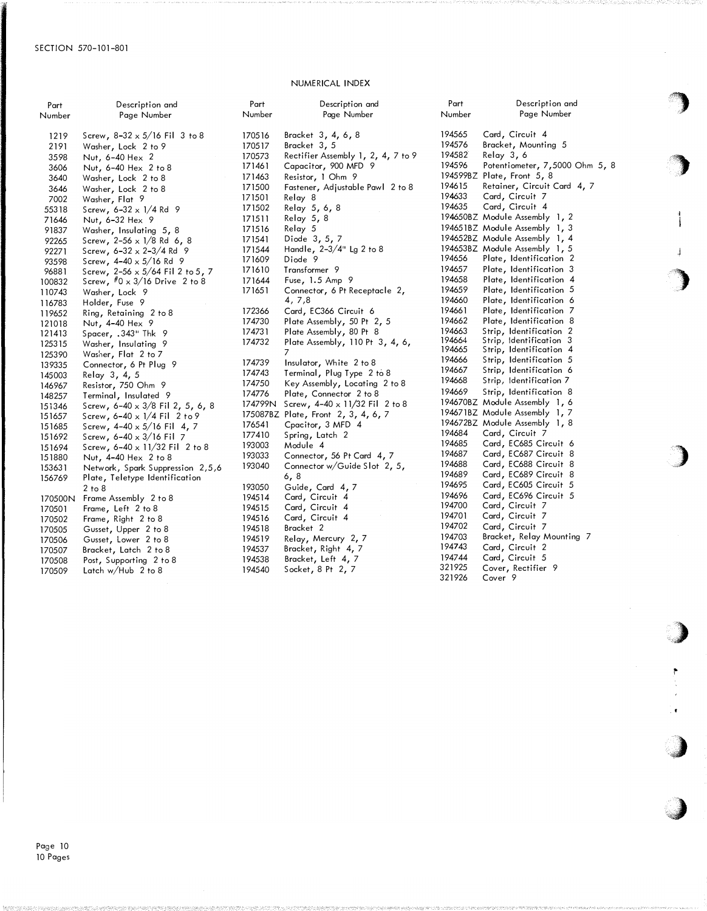## NUMERICAL INDEX

| Part Number | Description and Page Number |
|---|---|
| 1219 | Screw, 8-32 x 5/16 Fil 3 to 8 |
| 2191 | Washer, Lock 2 to 9 |
| 3598 | Nut, 6-40 Hex 2 |
| 3606 | Nut, 6-40 Hex 2 to 8 |
| 3640 | Washer, Lock 2 to 8 |
| 3646 | Washer, Lock 2 to 8 |
| 7002 | Washer, Flat 9 |
| 55318 | Screw, 6-32 x 1/4 Rd 9 |
| 71646 | Nut, 6-32 Hex 9 |
| 91837 | Washer, Insulating 5, 8 |
| 92265 | Screw, 2-56 x 1/8 Rd 6, 8 |
| 92271 | Screw, 6-32 x 2-3/4 Rd 9 |
| 93598 | Screw, 4-40 x 5/16 Rd 9 |
| 96881 | Screw, 2-56 x 5/64 Fil 2 to 5, 7 |
| 100832 | Screw, #0 x 3/16 Drive 2 to 8 |
| 110743 | Washer, Lock 9 |
| 116783 | Holder, Fuse 9 |
| 119652 | Ring, Retaining 2 to 8 |
| 121018 | Nut, 4-40 Hex 9 |
| 121413 | Spacer, .343" Thk 9 |
| 125315 | Washer, Insulating 9 |
| 125390 | Washer, Flat 2 to 7 |
| 139335 | Connector, 6 Pt Plug 9 |
| 145003 | Relay 3, 4, 5 |
| 146967 | Resistor, 750 Ohm 9 |
| 148257 | Terminal, Insulated 9 |
| 151346 | Screw, 6-40 x 3/8 Fil 2, 5, 6, 8 |
| 151657 | Screw, 6-40 x 1/4 Fil 2 to 9 |
| 151685 | Screw, 4-40 x 5/16 Fil 4, 7 |
| 151692 | Screw, 6-40 x 3/16 Fil 7 |
| 151694 | Screw, 6-40 x 11/32 Fil 2 to 8 |
| 151880 | Nut, 4-40 Hex 2 to 8 |
| 153631 | Network, Spark Suppression 2,5,6 |
| 156769 | Plate, Teletype Identification 2 to 8 |
| 170500N | Frame Assembly 2 to 8 |
| 170501 | Frame, Left 2 to 8 |
| 170502 | Frame, Right 2 to 8 |
| 170505 | Gusset, Upper 2 to 8 |
| 170506 | Gusset, Lower 2 to 8 |
| 170507 | Bracket, Latch 2 to 8 |
| 170508 | Post, Supporting 2 to 8 |
| 170509 | Latch w/Hub 2 to 8 |
| 170516 | Bracket 3, 4, 6, 8 |
| 170517 | Bracket 3, 5 |
| 170573 | Rectifier Assembly 1, 2, 4, 7 to 9 |
| 171461 | Capacitor, 900 MFD 9 |
| 171463 | Resistor, 1 Ohm 9 |
| 171500 | Fastener, Adjustable Pawl 2 to 8 |
| 171501 | Relay 8 |
| 171502 | Relay 5, 6, 8 |
| 171511 | Relay 5, 8 |
| 171516 | Relay 5 |
| 171541 | Diode 3, 5, 7 |
| 171544 | Handle, 2-3/4" Lg 2 to 8 |
| 171609 | Diode 9 |
| 171610 | Transformer 9 |
| 171644 | Fuse, 1.5 Amp 9 |
| 171651 | Connector, 6 Pt Receptacle 2, 4, 7,8 |
| 172366 | Card, EC366 Circuit 6 |
| 174730 | Plate Assembly, 50 Pt 2, 5 |
| 174731 | Plate Assembly, 80 Pt 8 |
| 174732 | Plate Assembly, 110 Pt 3, 4, 6, 7 |
| 174739 | Insulator, White 2 to 8 |
| 174743 | Terminal, Plug Type 2 to 8 |
| 174750 | Key Assembly, Locating 2 to 8 |
| 174776 | Plate, Connector 2 to 8 |
| 174799N | Screw, 4-40 x 11/32 Fil 2 to 8 |
| 175087BZ | Plate, Front 2, 3, 4, 6, 7 |
| 176541 | Cpacitor, 3 MFD 4 |
| 177410 | Spring, Latch 2 |
| 193003 | Module 4 |
| 193033 | Connector, 56 Pt Card 4, 7 |
| 193040 | Connector w/Guide Slot 2, 5, 6, 8 |
| 193050 | Guide, Card 4, 7 |
| 194514 | Card, Circuit 4 |
| 194515 | Card, Circuit 4 |
| 194516 | Card, Circuit 4 |
| 194518 | Bracket 2 |
| 194519 | Relay, Mercury 2, 7 |
| 194537 | Bracket, Right 4, 7 |
| 194538 | Bracket, Left 4, 7 |
| 194540 | Socket, 8 Pt 2, 7 |
| 194565 | Card, Circuit 4 |
| 194576 | Bracket, Mounting 5 |
| 194582 | Relay 3, 6 |
| 194596 | Potentiometer, 7,5000 Ohm 5, 8 |
| 194599BZ | Plate, Front 5, 8 |
| 194615 | Retainer, Circuit Card 4, 7 |
| 194633 | Card, Circuit 7 |
| 194635 | Card, Circuit 4 |
| 194650BZ | Module Assembly 1, 2 |
| 194651BZ | Module Assembly 1, 3 |
| 194652BZ | Module Assembly 1, 4 |
| 194653BZ | Module Assembly 1, 5 |
| 194656 | Plate, Identification 2 |
| 194657 | Plate, Identification 3 |
| 194658 | Plate, Identification 4 |
| 194659 | Plate, Identification 5 |
| 194660 | Plate, Identification 6 |
| 194661 | Plate, Identification 7 |
| 194662 | Plate, Identification 8 |
| 194663 | Strip, Identification 2 |
| 194664 | Strip, Identification 3 |
| 194665 | Strip, Identification 4 |
| 194666 | Strip, Identification 5 |
| 194667 | Strip, Identification 6 |
| 194668 | Strip, Identification 7 |
| 194669 | Strip, Identification 8 |
| 194670BZ | Module Assembly 1, 6 |
| 194671BZ | Module Assembly 1, 7 |
| 194672BZ | Module Assembly 1, 8 |
| 194684 | Card, Circuit 7 |
| 194685 | Card, EC685 Circuit 6 |
| 194687 | Card, EC687 Circuit 8 |
| 194688 | Card, EC688 Circuit 8 |
| 194689 | Card, EC689 Circuit 8 |
| 194695 | Card, EC605 Circuit 5 |
| 194696 | Card, EC696 Circuit 5 |
| 194700 | Card, Circuit 7 |
| 194701 | Card, Circuit 7 |
| 194702 | Card, Circuit 7 |
| 194703 | Bracket, Relay Mounting 7 |
| 194743 | Card, Circuit 2 |
| 194744 | Card, Circuit 5 |
| 321925 | Cover, Rectifier 9 |
| 321926 | Cover 9 |